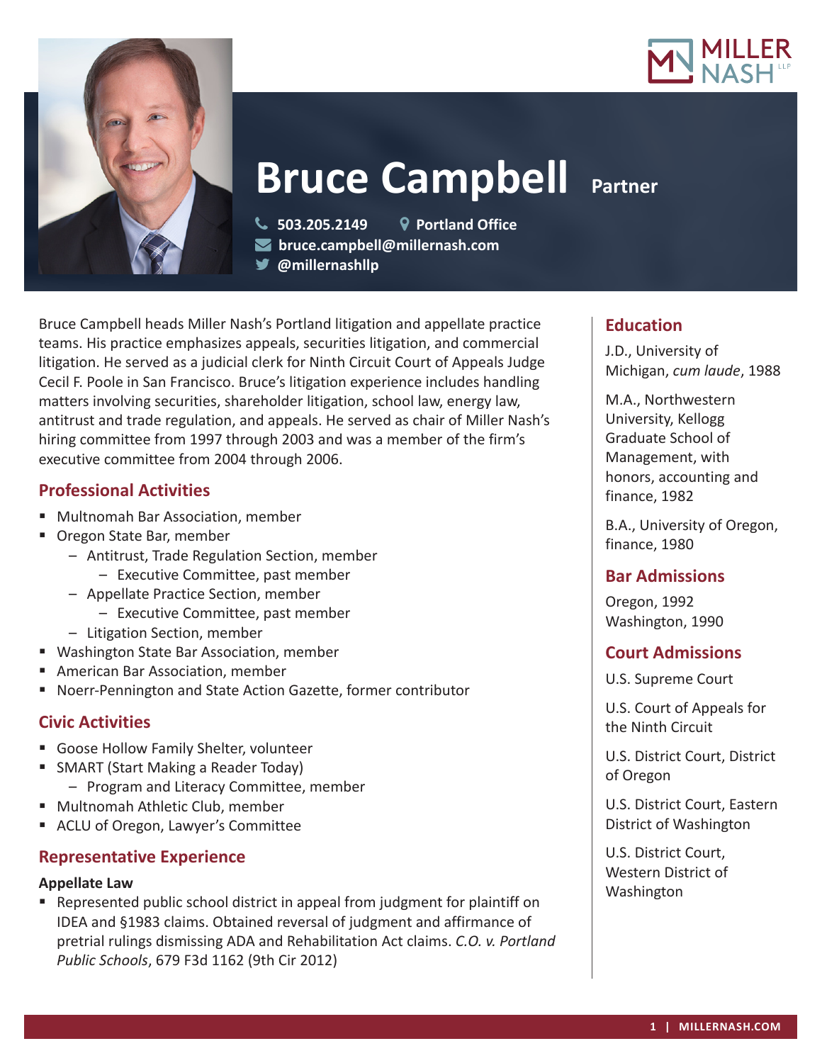# Bruce Campbell Partner

503.205.2149 Portland Office
bruce.campbell@millernash.com
@millernashllp

Bruce Campbell heads Miller Nash's Portland litigation and appellate practice teams. His practice emphasizes appeals, securities litigation, and commercial litigation. He served as a judicial clerk for Ninth Circuit Court of Appeals Judge Cecil F. Poole in San Francisco. Bruce's litigation experience includes handling matters involving securities, shareholder litigation, school law, energy law, antitrust and trade regulation, and appeals. He served as chair of Miller Nash's hiring committee from 1997 through 2003 and was a member of the firm's executive committee from 2004 through 2006.

## Professional Activities

- Multnomah Bar Association, member
- Oregon State Bar, member
  - Antitrust, Trade Regulation Section, member
    - Executive Committee, past member
  - Appellate Practice Section, member
    - Executive Committee, past member
  - Litigation Section, member
- Washington State Bar Association, member
- American Bar Association, member
- Noerr-Pennington and State Action Gazette, former contributor

## Civic Activities

- Goose Hollow Family Shelter, volunteer
- SMART (Start Making a Reader Today)
  - Program and Literacy Committee, member
- Multnomah Athletic Club, member
- ACLU of Oregon, Lawyer's Committee

## Representative Experience

### Appellate Law

- Represented public school district in appeal from judgment for plaintiff on IDEA and §1983 claims. Obtained reversal of judgment and affirmance of pretrial rulings dismissing ADA and Rehabilitation Act claims. *C.O. v. Portland Public Schools*, 679 F3d 1162 (9th Cir 2012)

## Education

J.D., University of Michigan, *cum laude*, 1988

M.A., Northwestern University, Kellogg Graduate School of Management, with honors, accounting and finance, 1982

B.A., University of Oregon, finance, 1980

## Bar Admissions

Oregon, 1992
Washington, 1990

## Court Admissions

U.S. Supreme Court

U.S. Court of Appeals for the Ninth Circuit

U.S. District Court, District of Oregon

U.S. District Court, Eastern District of Washington

U.S. District Court, Western District of Washington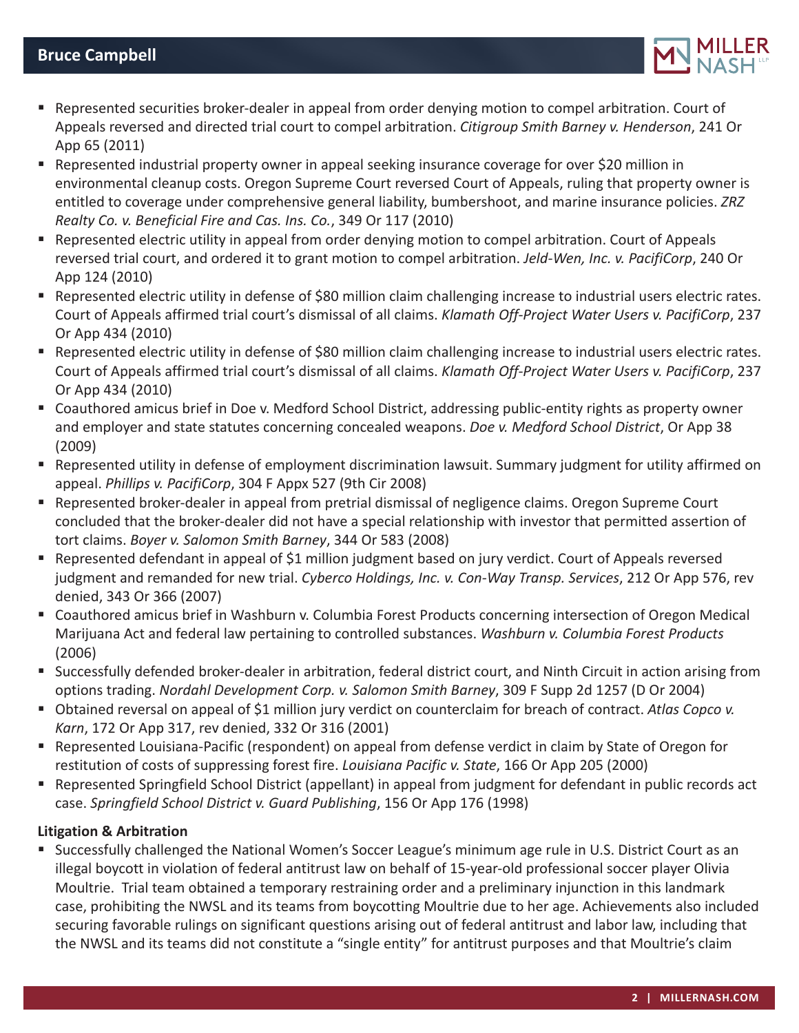- Represented securities broker-dealer in appeal from order denying motion to compel arbitration. Court of Appeals reversed and directed trial court to compel arbitration. *Citigroup Smith Barney v. Henderson*, 241 Or App 65 (2011)
- Represented industrial property owner in appeal seeking insurance coverage for over $20 million in environmental cleanup costs. Oregon Supreme Court reversed Court of Appeals, ruling that property owner is entitled to coverage under comprehensive general liability, bumbershoot, and marine insurance policies. *ZRZ Realty Co. v. Beneficial Fire and Cas. Ins. Co.*, 349 Or 117 (2010)
- Represented electric utility in appeal from order denying motion to compel arbitration. Court of Appeals reversed trial court, and ordered it to grant motion to compel arbitration. *Jeld-Wen, Inc. v. PacifiCorp*, 240 Or App 124 (2010)
- Represented electric utility in defense of $80 million claim challenging increase to industrial users electric rates. Court of Appeals affirmed trial court's dismissal of all claims. *Klamath Off-Project Water Users v. PacifiCorp*, 237 Or App 434 (2010)
- Represented electric utility in defense of $80 million claim challenging increase to industrial users electric rates. Court of Appeals affirmed trial court's dismissal of all claims. *Klamath Off-Project Water Users v. PacifiCorp*, 237 Or App 434 (2010)
- Coauthored amicus brief in Doe v. Medford School District, addressing public-entity rights as property owner and employer and state statutes concerning concealed weapons. *Doe v. Medford School District*, Or App 38 (2009)
- Represented utility in defense of employment discrimination lawsuit. Summary judgment for utility affirmed on appeal. *Phillips v. PacifiCorp*, 304 F Appx 527 (9th Cir 2008)
- Represented broker-dealer in appeal from pretrial dismissal of negligence claims. Oregon Supreme Court concluded that the broker-dealer did not have a special relationship with investor that permitted assertion of tort claims. *Boyer v. Salomon Smith Barney*, 344 Or 583 (2008)
- Represented defendant in appeal of $1 million judgment based on jury verdict. Court of Appeals reversed judgment and remanded for new trial. *Cyberco Holdings, Inc. v. Con-Way Transp. Services*, 212 Or App 576, rev denied, 343 Or 366 (2007)
- Coauthored amicus brief in Washburn v. Columbia Forest Products concerning intersection of Oregon Medical Marijuana Act and federal law pertaining to controlled substances. *Washburn v. Columbia Forest Products* (2006)
- Successfully defended broker-dealer in arbitration, federal district court, and Ninth Circuit in action arising from options trading. *Nordahl Development Corp. v. Salomon Smith Barney*, 309 F Supp 2d 1257 (D Or 2004)
- Obtained reversal on appeal of $1 million jury verdict on counterclaim for breach of contract. *Atlas Copco v. Karn*, 172 Or App 317, rev denied, 332 Or 316 (2001)
- Represented Louisiana-Pacific (respondent) on appeal from defense verdict in claim by State of Oregon for restitution of costs of suppressing forest fire. *Louisiana Pacific v. State*, 166 Or App 205 (2000)
- Represented Springfield School District (appellant) in appeal from judgment for defendant in public records act case. *Springfield School District v. Guard Publishing*, 156 Or App 176 (1998)

**Litigation & Arbitration**

- Successfully challenged the National Women's Soccer League's minimum age rule in U.S. District Court as an illegal boycott in violation of federal antitrust law on behalf of 15-year-old professional soccer player Olivia Moultrie. Trial team obtained a temporary restraining order and a preliminary injunction in this landmark case, prohibiting the NWSL and its teams from boycotting Moultrie due to her age. Achievements also included securing favorable rulings on significant questions arising out of federal antitrust and labor law, including that the NWSL and its teams did not constitute a "single entity" for antitrust purposes and that Moultrie's claim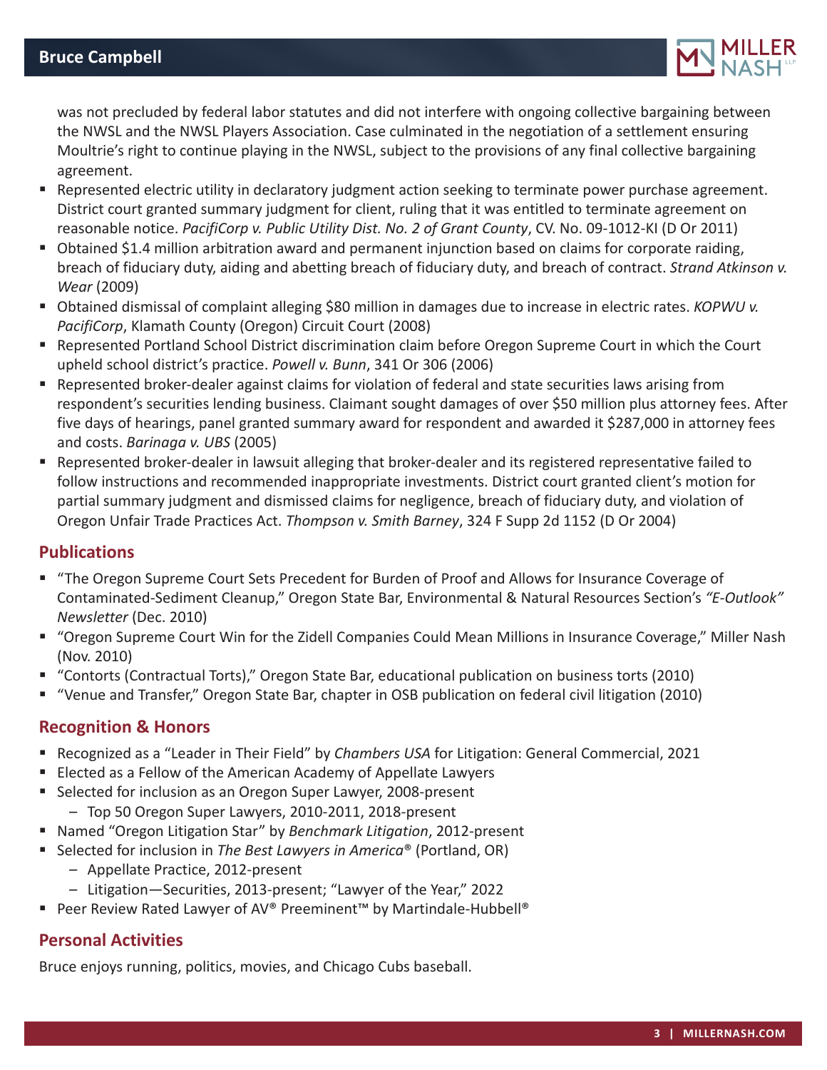was not precluded by federal labor statutes and did not interfere with ongoing collective bargaining between the NWSL and the NWSL Players Association. Case culminated in the negotiation of a settlement ensuring Moultrie's right to continue playing in the NWSL, subject to the provisions of any final collective bargaining agreement.

- Represented electric utility in declaratory judgment action seeking to terminate power purchase agreement. District court granted summary judgment for client, ruling that it was entitled to terminate agreement on reasonable notice. *PacifiCorp v. Public Utility Dist. No. 2 of Grant County*, CV. No. 09-1012-KI (D Or 2011)
- Obtained $1.4 million arbitration award and permanent injunction based on claims for corporate raiding, breach of fiduciary duty, aiding and abetting breach of fiduciary duty, and breach of contract. *Strand Atkinson v. Wear* (2009)
- Obtained dismissal of complaint alleging $80 million in damages due to increase in electric rates. *KOPWU v. PacifiCorp*, Klamath County (Oregon) Circuit Court (2008)
- Represented Portland School District discrimination claim before Oregon Supreme Court in which the Court upheld school district's practice. *Powell v. Bunn*, 341 Or 306 (2006)
- Represented broker-dealer against claims for violation of federal and state securities laws arising from respondent's securities lending business. Claimant sought damages of over $50 million plus attorney fees. After five days of hearings, panel granted summary award for respondent and awarded it $287,000 in attorney fees and costs. *Barinaga v. UBS* (2005)
- Represented broker-dealer in lawsuit alleging that broker-dealer and its registered representative failed to follow instructions and recommended inappropriate investments. District court granted client's motion for partial summary judgment and dismissed claims for negligence, breach of fiduciary duty, and violation of Oregon Unfair Trade Practices Act. *Thompson v. Smith Barney*, 324 F Supp 2d 1152 (D Or 2004)

## Publications

- "The Oregon Supreme Court Sets Precedent for Burden of Proof and Allows for Insurance Coverage of Contaminated-Sediment Cleanup," Oregon State Bar, Environmental & Natural Resources Section's *"E-Outlook" Newsletter* (Dec. 2010)
- "Oregon Supreme Court Win for the Zidell Companies Could Mean Millions in Insurance Coverage," Miller Nash (Nov. 2010)
- "Contorts (Contractual Torts)," Oregon State Bar, educational publication on business torts (2010)
- "Venue and Transfer," Oregon State Bar, chapter in OSB publication on federal civil litigation (2010)

## Recognition & Honors

- Recognized as a "Leader in Their Field" by *Chambers USA* for Litigation: General Commercial, 2021
- Elected as a Fellow of the American Academy of Appellate Lawyers
- Selected for inclusion as an Oregon Super Lawyer, 2008-present
  - Top 50 Oregon Super Lawyers, 2010-2011, 2018-present
- Named "Oregon Litigation Star" by *Benchmark Litigation*, 2012-present
- Selected for inclusion in *The Best Lawyers in America*® (Portland, OR)
  - Appellate Practice, 2012-present
  - Litigation—Securities, 2013-present; "Lawyer of the Year," 2022
- Peer Review Rated Lawyer of AV® Preeminent™ by Martindale-Hubbell®

## Personal Activities

Bruce enjoys running, politics, movies, and Chicago Cubs baseball.